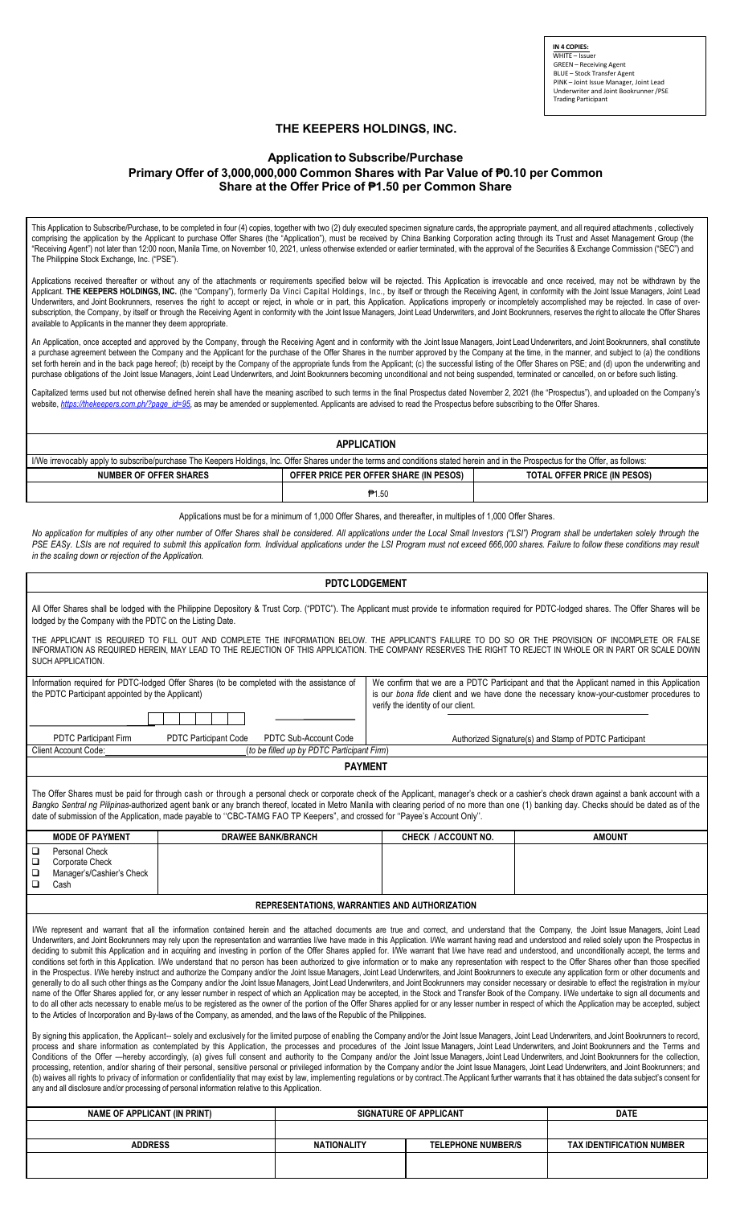**IN 4 COPIES:**
WHITE – Issuer
GREEN – Receiving Agent
BLUE – Stock Transfer Agent
PINK – Joint Issue Manager, Joint Lead Underwriter and Joint Bookrunner /PSE Trading Participant

# THE KEEPERS HOLDINGS, INC.

## Application to Subscribe/Purchase
## Primary Offer of 3,000,000,000 Common Shares with Par Value of ₱0.10 per Common Share at the Offer Price of ₱1.50 per Common Share

This Application to Subscribe/Purchase, to be completed in four (4) copies, together with two (2) duly executed specimen signature cards, the appropriate payment, and all required attachments , collectively comprising the application by the Applicant to purchase Offer Shares (the "Application"), must be received by China Banking Corporation acting through its Trust and Asset Management Group (the "Receiving Agent") not later than 12:00 noon, Manila Time, on November 10, 2021, unless otherwise extended or earlier terminated, with the approval of the Securities & Exchange Commission ("SEC") and The Philippine Stock Exchange, Inc. ("PSE").

Applications received thereafter or without any of the attachments or requirements specified below will be rejected. This Application is irrevocable and once received, may not be withdrawn by the Applicant. **THE KEEPERS HOLDINGS, INC.** (the "Company"), formerly Da Vinci Capital Holdings, Inc., by itself or through the Receiving Agent, in conformity with the Joint Issue Managers, Joint Lead Underwriters, and Joint Bookrunners, reserves the right to accept or reject, in whole or in part, this Application. Applications improperly or incompletely accomplished may be rejected. In case of over-subscription, the Company, by itself or through the Receiving Agent in conformity with the Joint Issue Managers, Joint Lead Underwriters, and Joint Bookrunners, reserves the right to allocate the Offer Shares available to Applicants in the manner they deem appropriate.

An Application, once accepted and approved by the Company, through the Receiving Agent and in conformity with the Joint Issue Managers, Joint Lead Underwriters, and Joint Bookrunners, shall constitute a purchase agreement between the Company and the Applicant for the purchase of the Offer Shares in the number approved by the Company at the time, in the manner, and subject to (a) the conditions set forth herein and in the back page hereof; (b) receipt by the Company of the appropriate funds from the Applicant; (c) the successful listing of the Offer Shares on PSE; and (d) upon the underwriting and purchase obligations of the Joint Issue Managers, Joint Lead Underwriters, and Joint Bookrunners becoming unconditional and not being suspended, terminated or cancelled, on or before such listing.

Capitalized terms used but not otherwise defined herein shall have the meaning ascribed to such terms in the final Prospectus dated November 2, 2021 (the "Prospectus"), and uploaded on the Company's website, *https://thekeepers.com.ph/?page_id=95*, as may be amended or supplemented. Applicants are advised to read the Prospectus before subscribing to the Offer Shares.

### APPLICATION

I/We irrevocably apply to subscribe/purchase The Keepers Holdings, Inc. Offer Shares under the terms and conditions stated herein and in the Prospectus for the Offer, as follows:

| NUMBER OF OFFER SHARES | OFFER PRICE PER OFFER SHARE (IN PESOS) | TOTAL OFFER PRICE (IN PESOS) |
|---|---|---|
| | ₱1.50 | |

Applications must be for a minimum of 1,000 Offer Shares, and thereafter, in multiples of 1,000 Offer Shares.

*No application for multiples of any other number of Offer Shares shall be considered. All applications under the Local Small Investors ("LSI") Program shall be undertaken solely through the PSE EASy. LSIs are not required to submit this application form. Individual applications under the LSI Program must not exceed 666,000 shares. Failure to follow these conditions may result in the scaling down or rejection of the Application.*

### PDTC LODGEMENT

All Offer Shares shall be lodged with the Philippine Depository & Trust Corp. ("PDTC"). The Applicant must provide te information required for PDTC-lodged shares. The Offer Shares will be lodged by the Company with the PDTC on the Listing Date.

THE APPLICANT IS REQUIRED TO FILL OUT AND COMPLETE THE INFORMATION BELOW. THE APPLICANT'S FAILURE TO DO SO OR THE PROVISION OF INCOMPLETE OR FALSE INFORMATION AS REQUIRED HEREIN, MAY LEAD TO THE REJECTION OF THIS APPLICATION. THE COMPANY RESERVES THE RIGHT TO REJECT IN WHOLE OR IN PART OR SCALE DOWN SUCH APPLICATION.

| Information required for PDTC-lodged Offer Shares (to be completed with the assistance of the PDTC Participant appointed by the Applicant) | We confirm that we are a PDTC Participant and that the Applicant named in this Application is our *bona fide* client and we have done the necessary know-your-customer procedures to verify the identity of our client. |
|---|---|
| PDTC Participant Firm / PDTC Participant Code / PDTC Sub-Account Code | Authorized Signature(s) and Stamp of PDTC Participant |
| Client Account Code: ______ (*to be filled up by PDTC Participant Firm*) | |

### PAYMENT

The Offer Shares must be paid for through cash or through a personal check or corporate check of the Applicant, manager's check or a cashier's check drawn against a bank account with a *Bangko Sentral ng Pilipinas*-authorized agent bank or any branch thereof, located in Metro Manila with clearing period of no more than one (1) banking day. Checks should be dated as of the date of submission of the Application, made payable to "CBC-TAMG FAO TP Keepers", and crossed for "Payee's Account Only".

| MODE OF PAYMENT | DRAWEE BANK/BRANCH | CHECK / ACCOUNT NO. | AMOUNT |
|---|---|---|---|
| ☐ Personal Check<br>☐ Corporate Check<br>☐ Manager's/Cashier's Check<br>☐ Cash | | | |

### REPRESENTATIONS, WARRANTIES AND AUTHORIZATION

I/We represent and warrant that all the information contained herein and the attached documents are true and correct, and understand that the Company, the Joint Issue Managers, Joint Lead Underwriters, and Joint Bookrunners may rely upon the representation and warranties I/we have made in this Application. I/We warrant having read and understood and relied solely upon the Prospectus in deciding to submit this Application and in acquiring and investing in portion of the Offer Shares applied for. I/We warrant that I/we have read and understood, and unconditionally accept, the terms and conditions set forth in this Application. I/We understand that no person has been authorized to give information or to make any representation with respect to the Offer Shares other than those specified in the Prospectus. I/We hereby instruct and authorize the Company and/or the Joint Issue Managers, Joint Lead Underwriters, and Joint Bookrunners to execute any application form or other documents and generally to do all such other things as the Company and/or the Joint Issue Managers, Joint Lead Underwriters, and Joint Bookrunners may consider necessary or desirable to effect the registration in my/our name of the Offer Shares applied for, or any lesser number in respect of which an Application may be accepted, in the Stock and Transfer Book of the Company. I/We undertake to sign all documents and to do all other acts necessary to enable me/us to be registered as the owner of the portion of the Offer Shares applied for or any lesser number in respect of which the Application may be accepted, subject to the Articles of Incorporation and By-laws of the Company, as amended, and the laws of the Republic of the Philippines.

By signing this application, the Applicant-- solely and exclusively for the limited purpose of enabling the Company and/or the Joint Issue Managers, Joint Lead Underwriters, and Joint Bookrunners to record, process and share information as contemplated by this Application, the processes and procedures of the Joint Issue Managers, Joint Lead Underwriters, and Joint Bookrunners and the Terms and Conditions of the Offer —hereby accordingly, (a) gives full consent and authority to the Company and/or the Joint Issue Managers, Joint Lead Underwriters, and Joint Bookrunners for the collection, processing, retention, and/or sharing of their personal, sensitive personal or privileged information by the Company and/or the Joint Issue Managers, Joint Lead Underwriters, and Joint Bookrunners; and (b) waives all rights to privacy of information or confidentiality that may exist by law, implementing regulations or by contract.The Applicant further warrants that it has obtained the data subject's consent for any and all disclosure and/or processing of personal information relative to this Application.

| NAME OF APPLICANT (IN PRINT) | SIGNATURE OF APPLICANT | | DATE |
|---|---|---|---|
| | | | |
| **ADDRESS** | **NATIONALITY** | **TELEPHONE NUMBER/S** | **TAX IDENTIFICATION NUMBER** |
| | | | |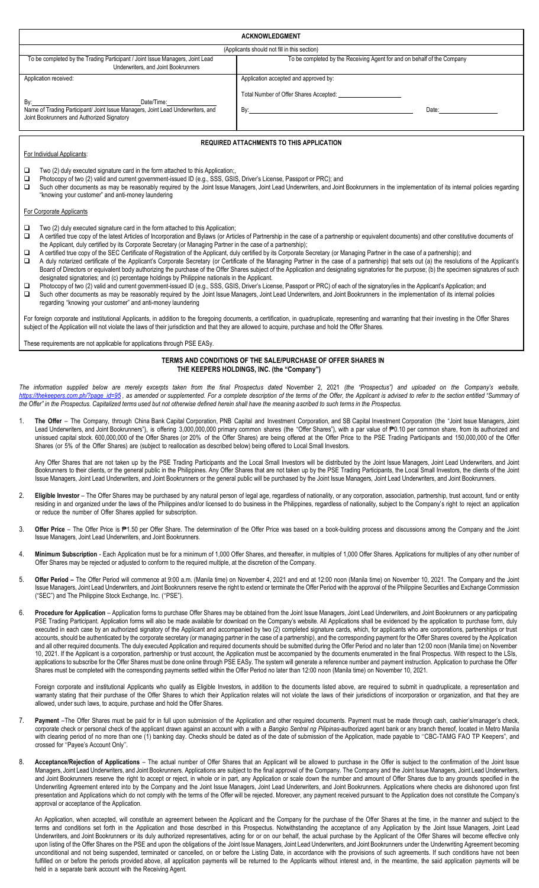## ACKNOWLEDGMENT

(Applicants should not fill in this section)

| To be completed by the Trading Participant / Joint Issue Managers, Joint Lead Underwriters, and Joint Bookrunners | To be completed by the Receiving Agent for and on behalf of the Company |
|---|---|
| Application received: | Application accepted and approved by: |
| By:\_\_\_\_\_\_\_\_\_\_\_\_\_\_\_ Date/Time:\_\_\_\_\_\_\_\_\_\_ | Total Number of Offer Shares Accepted: \_\_\_\_\_\_\_\_\_\_ |
| Name of Trading Participant/ Joint Issue Managers, Joint Lead Underwriters, and Joint Bookrunners and Authorized Signatory | By:\_\_\_\_\_\_\_\_\_\_\_\_\_\_\_ Date:\_\_\_\_\_\_\_\_\_\_ |

## REQUIRED ATTACHMENTS TO THIS APPLICATION

For Individual Applicants:

- ❑ Two (2) duly executed signature card in the form attached to this Application;,
- ❑ Photocopy of two (2) valid and current government-issued ID (e.g., SSS, GSIS, Driver's License, Passport or PRC); and
- ❑ Such other documents as may be reasonably required by the Joint Issue Managers, Joint Lead Underwriters, and Joint Bookrunners in the implementation of its internal policies regarding "knowing your customer" and anti-money laundering

For Corporate Applicants

- ❑ Two (2) duly executed signature card in the form attached to this Application;
- ❑ A certified true copy of the latest Articles of Incorporation and Bylaws (or Articles of Partnership in the case of a partnership or equivalent documents) and other constitutive documents of the Applicant, duly certified by its Corporate Secretary (or Managing Partner in the case of a partnership);
- ❑ A certified true copy of the SEC Certificate of Registration of the Applicant, duly certified by its Corporate Secretary (or Managing Partner in the case of a partnership); and
- ❑ A duly notarized certificate of the Applicant's Corporate Secretary (or Certificate of the Managing Partner in the case of a partnership) that sets out (a) the resolutions of the Applicant's Board of Directors or equivalent body authorizing the purchase of the Offer Shares subject of the Application and designating signatories for the purpose; (b) the specimen signatures of such designated signatories; and (c) percentage holdings by Philippine nationals in the Applicant.
- ❑ Photocopy of two (2) valid and current government-issued ID (e.g., SSS, GSIS, Driver's License, Passport or PRC) of each of the signatory/ies in the Applicant's Application; and
- ❑ Such other documents as may be reasonably required by the Joint Issue Managers, Joint Lead Underwriters, and Joint Bookrunners in the implementation of its internal policies regarding "knowing your customer" and anti-money laundering

For foreign corporate and institutional Applicants, in addition to the foregoing documents, a certification, in quadruplicate, representing and warranting that their investing in the Offer Shares subject of the Application will not violate the laws of their jurisdiction and that they are allowed to acquire, purchase and hold the Offer Shares.

These requirements are not applicable for applications through PSE EASy.

## TERMS AND CONDITIONS OF THE SALE/PURCHASE OF OFFER SHARES IN THE KEEPERS HOLDINGS, INC. (the "Company")

*The information supplied below are merely excerpts taken from the final Prospectus dated November 2, 2021 (the "Prospectus") and uploaded on the Company's website, https://thekeepers.com.ph/?page_id=95 , as amended or supplemented. For a complete description of the terms of the Offer, the Applicant is advised to refer to the section entitled "Summary of the Offer" in the Prospectus. Capitalized terms used but not otherwise defined herein shall have the meaning ascribed to such terms in the Prospectus.*

1. **The Offer** – The Company, through China Bank Capital Corporation, PNB Capital and Investment Corporation, and SB Capital Investment Corporation (the "Joint Issue Managers, Joint Lead Underwriters, and Joint Bookrunners"), is offering 3,000,000,000 primary common shares (the "Offer Shares"), with a par value of ₱0.10 per common share, from its authorized and unissued capital stock. 600,000,000 of the Offer Shares (or 20% of the Offer Shares) are being offered at the Offer Price to the PSE Trading Participants and 150,000,000 of the Offer Shares (or 5% of the Offer Shares) are (subject to reallocation as described below) being offered to Local Small Investors.

   Any Offer Shares that are not taken up by the PSE Trading Participants and the Local Small Investors will be distributed by the Joint Issue Managers, Joint Lead Underwriters, and Joint Bookrunners to their clients, or the general public in the Philippines. Any Offer Shares that are not taken up by the PSE Trading Participants, the Local Small Investors, the clients of the Joint Issue Managers, Joint Lead Underwriters, and Joint Bookrunners or the general public will be purchased by the Joint Issue Managers, Joint Lead Underwriters, and Joint Bookrunners.

2. **Eligible Investor** – The Offer Shares may be purchased by any natural person of legal age, regardless of nationality, or any corporation, association, partnership, trust account, fund or entity residing in and organized under the laws of the Philippines and/or licensed to do business in the Philippines, regardless of nationality, subject to the Company's right to reject an application or reduce the number of Offer Shares applied for subscription.

3. **Offer Price** – The Offer Price is ₱1.50 per Offer Share. The determination of the Offer Price was based on a book-building process and discussions among the Company and the Joint Issue Managers, Joint Lead Underwriters, and Joint Bookrunners.

4. **Minimum Subscription** - Each Application must be for a minimum of 1,000 Offer Shares, and thereafter, in multiples of 1,000 Offer Shares. Applications for multiples of any other number of Offer Shares may be rejected or adjusted to conform to the required multiple, at the discretion of the Company.

5. **Offer Period –** The Offer Period will commence at 9:00 a.m. (Manila time) on November 4, 2021 and end at 12:00 noon (Manila time) on November 10, 2021. The Company and the Joint Issue Managers, Joint Lead Underwriters, and Joint Bookrunners reserve the right to extend or terminate the Offer Period with the approval of the Philippine Securities and Exchange Commission ("SEC") and The Philippine Stock Exchange, Inc. ("PSE").

6. **Procedure for Application** – Application forms to purchase Offer Shares may be obtained from the Joint Issue Managers, Joint Lead Underwriters, and Joint Bookrunners or any participating PSE Trading Participant. Application forms will also be made available for download on the Company's website. All Applications shall be evidenced by the application to purchase form, duly executed in each case by an authorized signatory of the Applicant and accompanied by two (2) completed signature cards, which, for applicants who are corporations, partnerships or trust accounts, should be authenticated by the corporate secretary (or managing partner in the case of a partnership), and the corresponding payment for the Offer Shares covered by the Application and all other required documents. The duly executed Application and required documents should be submitted during the Offer Period and no later than 12:00 noon (Manila time) on November 10, 2021. If the Applicant is a corporation, partnership or trust account, the Application must be accompanied by the documents enumerated in the final Prospectus. With respect to the LSIs, applications to subscribe for the Offer Shares must be done online through PSE EASy. The system will generate a reference number and payment instruction. Application to purchase the Offer Shares must be completed with the corresponding payments settled within the Offer Period no later than 12:00 noon (Manila time) on November 10, 2021.

   Foreign corporate and institutional Applicants who qualify as Eligible Investors, in addition to the documents listed above, are required to submit in quadruplicate, a representation and warranty stating that their purchase of the Offer Shares to which their Application relates will not violate the laws of their jurisdictions of incorporation or organization, and that they are allowed, under such laws, to acquire, purchase and hold the Offer Shares.

7. **Payment** –The Offer Shares must be paid for in full upon submission of the Application and other required documents. Payment must be made through cash, cashier's/manager's check, corporate check or personal check of the applicant drawn against an account with a with a *Bangko Sentral ng Pilipinas*-authorized agent bank or any branch thereof, located in Metro Manila with clearing period of no more than one (1) banking day. Checks should be dated as of the date of submission of the Application, made payable to "CBC-TAMG FAO TP Keepers", and crossed for "Payee's Account Only".

8. **Acceptance/Rejection of Applications** – The actual number of Offer Shares that an Applicant will be allowed to purchase in the Offer is subject to the confirmation of the Joint Issue Managers, Joint Lead Underwriters, and Joint Bookrunners. Applications are subject to the final approval of the Company. The Company and the Joint Issue Managers, Joint Lead Underwriters, and Joint Bookrunners reserve the right to accept or reject, in whole or in part, any Application or scale down the number and amount of Offer Shares due to any grounds specified in the Underwriting Agreement entered into by the Company and the Joint Issue Managers, Joint Lead Underwriters, and Joint Bookrunners. Applications where checks are dishonored upon first presentation and Applications which do not comply with the terms of the Offer will be rejected. Moreover, any payment received pursuant to the Application does not constitute the Company's approval or acceptance of the Application.

   An Application, when accepted, will constitute an agreement between the Applicant and the Company for the purchase of the Offer Shares at the time, in the manner and subject to the terms and conditions set forth in the Application and those described in this Prospectus. Notwithstanding the acceptance of any Application by the Joint Issue Managers, Joint Lead Underwriters, and Joint Bookrunners or its duly authorized representatives, acting for or on our behalf, the actual purchase by the Applicant of the Offer Shares will become effective only upon listing of the Offer Shares on the PSE and upon the obligations of the Joint Issue Managers, Joint Lead Underwriters, and Joint Bookrunners under the Underwriting Agreement becoming unconditional and not being suspended, terminated or cancelled, on or before the Listing Date, in accordance with the provisions of such agreements. If such conditions have not been fulfilled on or before the periods provided above, all application payments will be returned to the Applicants without interest and, in the meantime, the said application payments will be held in a separate bank account with the Receiving Agent.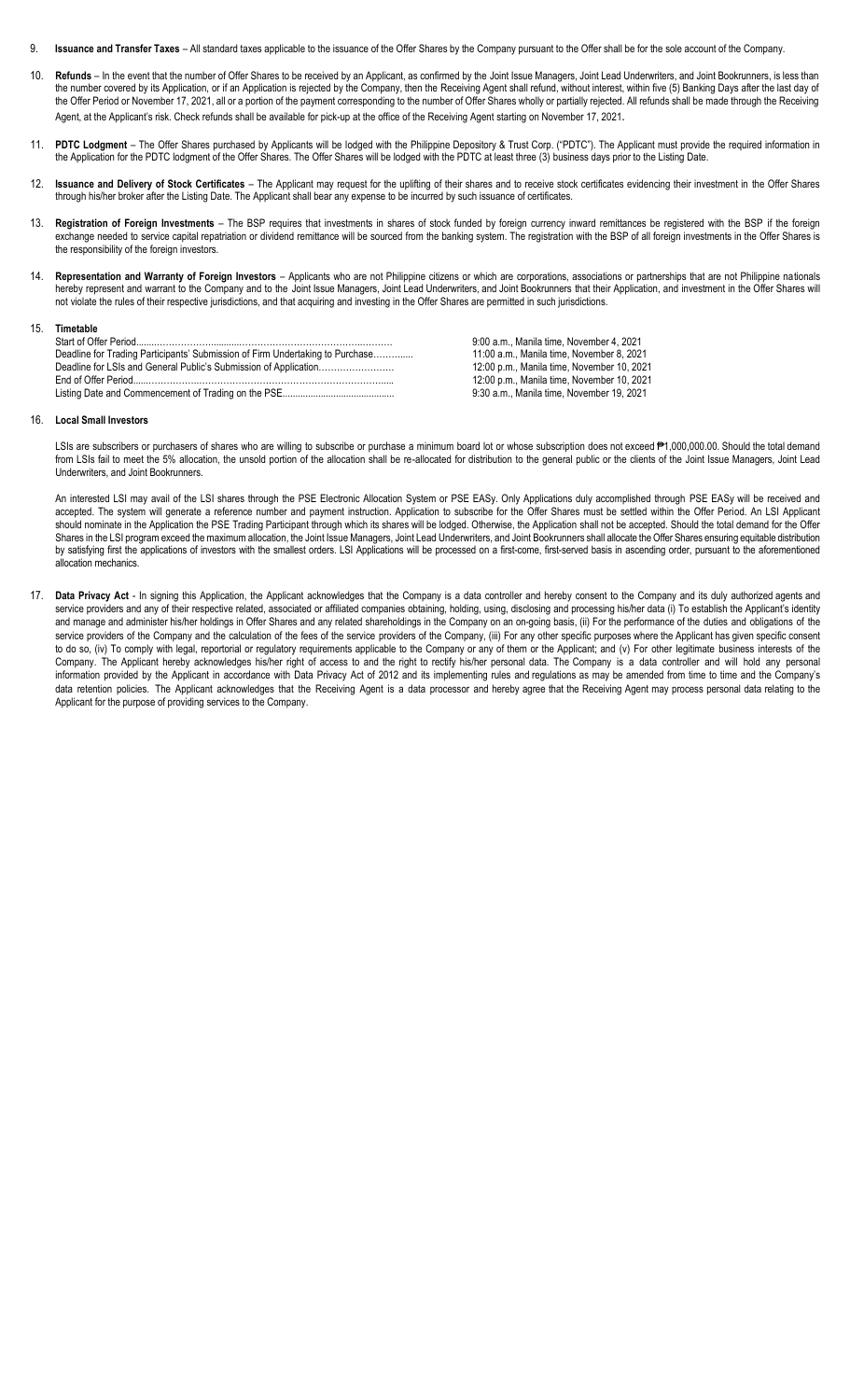9. **Issuance and Transfer Taxes** – All standard taxes applicable to the issuance of the Offer Shares by the Company pursuant to the Offer shall be for the sole account of the Company.

10. **Refunds** – In the event that the number of Offer Shares to be received by an Applicant, as confirmed by the Joint Issue Managers, Joint Lead Underwriters, and Joint Bookrunners, is less than the number covered by its Application, or if an Application is rejected by the Company, then the Receiving Agent shall refund, without interest, within five (5) Banking Days after the last day of the Offer Period or November 17, 2021, all or a portion of the payment corresponding to the number of Offer Shares wholly or partially rejected. All refunds shall be made through the Receiving Agent, at the Applicant's risk. Check refunds shall be available for pick-up at the office of the Receiving Agent starting on November 17, 2021.

11. **PDTC Lodgment** – The Offer Shares purchased by Applicants will be lodged with the Philippine Depository & Trust Corp. ("PDTC"). The Applicant must provide the required information in the Application for the PDTC lodgment of the Offer Shares. The Offer Shares will be lodged with the PDTC at least three (3) business days prior to the Listing Date.

12. **Issuance and Delivery of Stock Certificates** – The Applicant may request for the uplifting of their shares and to receive stock certificates evidencing their investment in the Offer Shares through his/her broker after the Listing Date. The Applicant shall bear any expense to be incurred by such issuance of certificates.

13. **Registration of Foreign Investments** – The BSP requires that investments in shares of stock funded by foreign currency inward remittances be registered with the BSP if the foreign exchange needed to service capital repatriation or dividend remittance will be sourced from the banking system. The registration with the BSP of all foreign investments in the Offer Shares is the responsibility of the foreign investors.

14. **Representation and Warranty of Foreign Investors** – Applicants who are not Philippine citizens or which are corporations, associations or partnerships that are not Philippine nationals hereby represent and warrant to the Company and to the Joint Issue Managers, Joint Lead Underwriters, and Joint Bookrunners that their Application, and investment in the Offer Shares will not violate the rules of their respective jurisdictions, and that acquiring and investing in the Offer Shares are permitted in such jurisdictions.

15. **Timetable**

| | |
|---|---|
| Start of Offer Period | 9:00 a.m., Manila time, November 4, 2021 |
| Deadline for Trading Participants' Submission of Firm Undertaking to Purchase | 11:00 a.m., Manila time, November 8, 2021 |
| Deadline for LSIs and General Public's Submission of Application | 12:00 p.m., Manila time, November 10, 2021 |
| End of Offer Period | 12:00 p.m., Manila time, November 10, 2021 |
| Listing Date and Commencement of Trading on the PSE | 9:30 a.m., Manila time, November 19, 2021 |

16. **Local Small Investors**

LSIs are subscribers or purchasers of shares who are willing to subscribe or purchase a minimum board lot or whose subscription does not exceed ₱1,000,000.00. Should the total demand from LSIs fail to meet the 5% allocation, the unsold portion of the allocation shall be re-allocated for distribution to the general public or the clients of the Joint Issue Managers, Joint Lead Underwriters, and Joint Bookrunners.

An interested LSI may avail of the LSI shares through the PSE Electronic Allocation System or PSE EASy. Only Applications duly accomplished through PSE EASy will be received and accepted. The system will generate a reference number and payment instruction. Application to subscribe for the Offer Shares must be settled within the Offer Period. An LSI Applicant should nominate in the Application the PSE Trading Participant through which its shares will be lodged. Otherwise, the Application shall not be accepted. Should the total demand for the Offer Shares in the LSI program exceed the maximum allocation, the Joint Issue Managers, Joint Lead Underwriters, and Joint Bookrunners shall allocate the Offer Shares ensuring equitable distribution by satisfying first the applications of investors with the smallest orders. LSI Applications will be processed on a first-come, first-served basis in ascending order, pursuant to the aforementioned allocation mechanics.

17. **Data Privacy Act** - In signing this Application, the Applicant acknowledges that the Company is a data controller and hereby consent to the Company and its duly authorized agents and service providers and any of their respective related, associated or affiliated companies obtaining, holding, using, disclosing and processing his/her data (i) To establish the Applicant's identity and manage and administer his/her holdings in Offer Shares and any related shareholdings in the Company on an on-going basis, (ii) For the performance of the duties and obligations of the service providers of the Company and the calculation of the fees of the service providers of the Company, (iii) For any other specific purposes where the Applicant has given specific consent to do so, (iv) To comply with legal, reportorial or regulatory requirements applicable to the Company or any of them or the Applicant; and (v) For other legitimate business interests of the Company. The Applicant hereby acknowledges his/her right of access to and the right to rectify his/her personal data. The Company is a data controller and will hold any personal information provided by the Applicant in accordance with Data Privacy Act of 2012 and its implementing rules and regulations as may be amended from time to time and the Company's data retention policies. The Applicant acknowledges that the Receiving Agent is a data processor and hereby agree that the Receiving Agent may process personal data relating to the Applicant for the purpose of providing services to the Company.